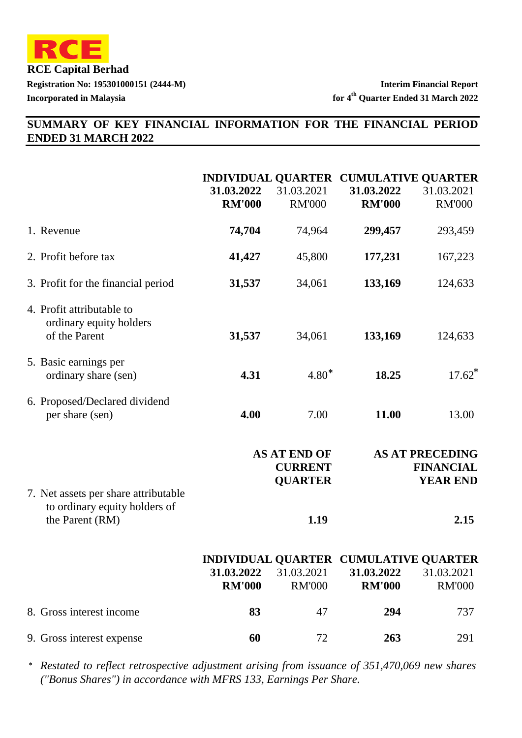**RCE**

**RCE Capital Berhad**

**Registration No: 195301000151 (2444-M)**

**Incorporated in Malaysia**

**Interim Financial Report**

**for 4th Quarter Ended 31 March 2022**

## SUMMARY OF KEY FINANCIAL INFORMATION FOR THE FINANCIAL PERIOD ENDED 31 MARCH 2022

| | INDIVIDUAL QUARTER | | CUMULATIVE QUARTER | |
|---|---|---|---|---|
| | **31.03.2022** | 31.03.2021 | **31.03.2022** | 31.03.2021 |
| | **RM'000** | RM'000 | **RM'000** | RM'000 |
| 1. Revenue | **74,704** | 74,964 | **299,457** | 293,459 |
| 2. Profit before tax | **41,427** | 45,800 | **177,231** | 167,223 |
| 3. Profit for the financial period | **31,537** | 34,061 | **133,169** | 124,633 |
| 4. Profit attributable to ordinary equity holders of the Parent | **31,537** | 34,061 | **133,169** | 124,633 |
| 5. Basic earnings per ordinary share (sen) | **4.31** | 4.80* | **18.25** | 17.62* |
| 6. Proposed/Declared dividend per share (sen) | **4.00** | 7.00 | **11.00** | 13.00 |

| | AS AT END OF CURRENT QUARTER | AS AT PRECEDING FINANCIAL YEAR END |
|---|---|---|
| 7. Net assets per share attributable to ordinary equity holders of the Parent (RM) | **1.19** | **2.15** |

| | INDIVIDUAL QUARTER | | CUMULATIVE QUARTER | |
|---|---|---|---|---|
| | **31.03.2022** | 31.03.2021 | **31.03.2022** | 31.03.2021 |
| | **RM'000** | RM'000 | **RM'000** | RM'000 |
| 8. Gross interest income | **83** | 47 | **294** | 737 |
| 9. Gross interest expense | **60** | 72 | **263** | 291 |

\* *Restated to reflect retrospective adjustment arising from issuance of 351,470,069 new shares ("Bonus Shares") in accordance with MFRS 133, Earnings Per Share.*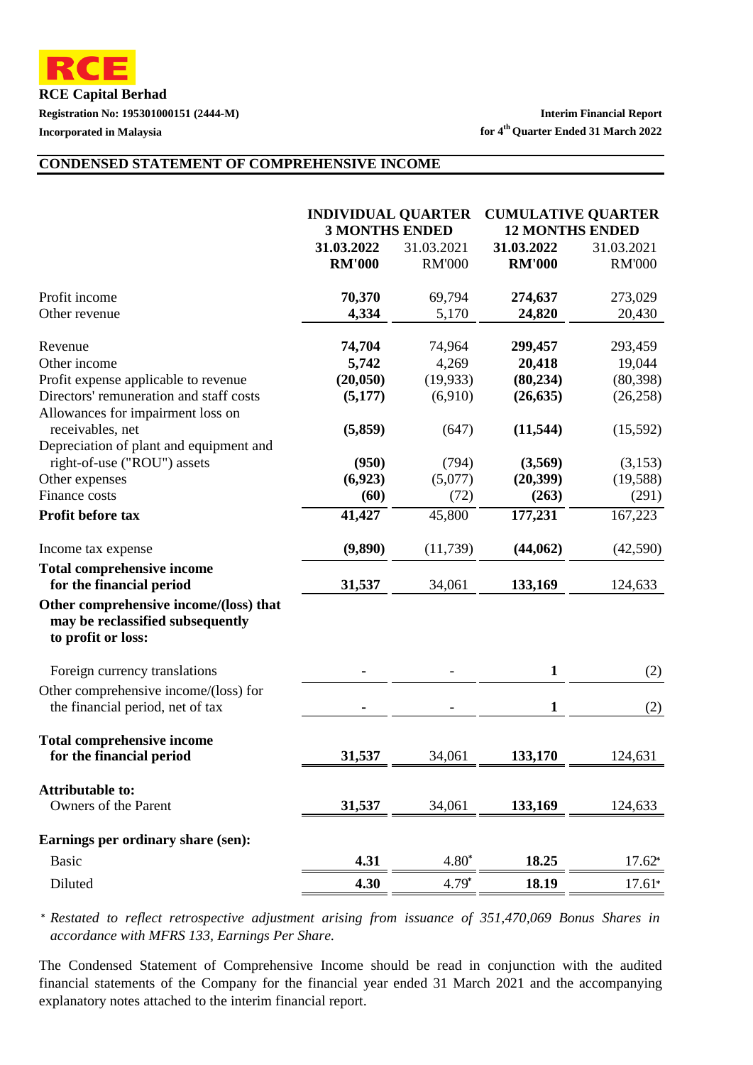**RCE Capital Berhad**

**Registration No: 195301000151 (2444-M)**

**Incorporated in Malaysia**

**Interim Financial Report for 4th Quarter Ended 31 March 2022**

## CONDENSED STATEMENT OF COMPREHENSIVE INCOME

| | INDIVIDUAL QUARTER 3 MONTHS ENDED | | CUMULATIVE QUARTER 12 MONTHS ENDED | |
|---|---|---|---|---|
| | **31.03.2022** | 31.03.2021 | **31.03.2022** | 31.03.2021 |
| | **RM'000** | RM'000 | **RM'000** | RM'000 |
| Profit income | **70,370** | 69,794 | **274,637** | 273,029 |
| Other revenue | **4,334** | 5,170 | **24,820** | 20,430 |
| Revenue | **74,704** | 74,964 | **299,457** | 293,459 |
| Other income | **5,742** | 4,269 | **20,418** | 19,044 |
| Profit expense applicable to revenue | **(20,050)** | (19,933) | **(80,234)** | (80,398) |
| Directors' remuneration and staff costs | **(5,177)** | (6,910) | **(26,635)** | (26,258) |
| Allowances for impairment loss on receivables, net | **(5,859)** | (647) | **(11,544)** | (15,592) |
| Depreciation of plant and equipment and right-of-use ("ROU") assets | **(950)** | (794) | **(3,569)** | (3,153) |
| Other expenses | **(6,923)** | (5,077) | **(20,399)** | (19,588) |
| Finance costs | **(60)** | (72) | **(263)** | (291) |
| **Profit before tax** | **41,427** | 45,800 | **177,231** | 167,223 |
| Income tax expense | **(9,890)** | (11,739) | **(44,062)** | (42,590) |
| **Total comprehensive income for the financial period** | **31,537** | 34,061 | **133,169** | 124,633 |
| **Other comprehensive income/(loss) that may be reclassified subsequently to profit or loss:** | | | | |
| Foreign currency translations | **-** | - | **1** | (2) |
| Other comprehensive income/(loss) for the financial period, net of tax | **-** | - | **1** | (2) |
| **Total comprehensive income for the financial period** | **31,537** | 34,061 | **133,170** | 124,631 |
| **Attributable to:** | | | | |
| Owners of the Parent | **31,537** | 34,061 | **133,169** | 124,633 |
| **Earnings per ordinary share (sen):** | | | | |
| Basic | **4.31** | 4.80* | **18.25** | 17.62* |
| Diluted | **4.30** | 4.79* | **18.19** | 17.61* |

\* *Restated to reflect retrospective adjustment arising from issuance of 351,470,069 Bonus Shares in accordance with MFRS 133, Earnings Per Share.*

The Condensed Statement of Comprehensive Income should be read in conjunction with the audited financial statements of the Company for the financial year ended 31 March 2021 and the accompanying explanatory notes attached to the interim financial report.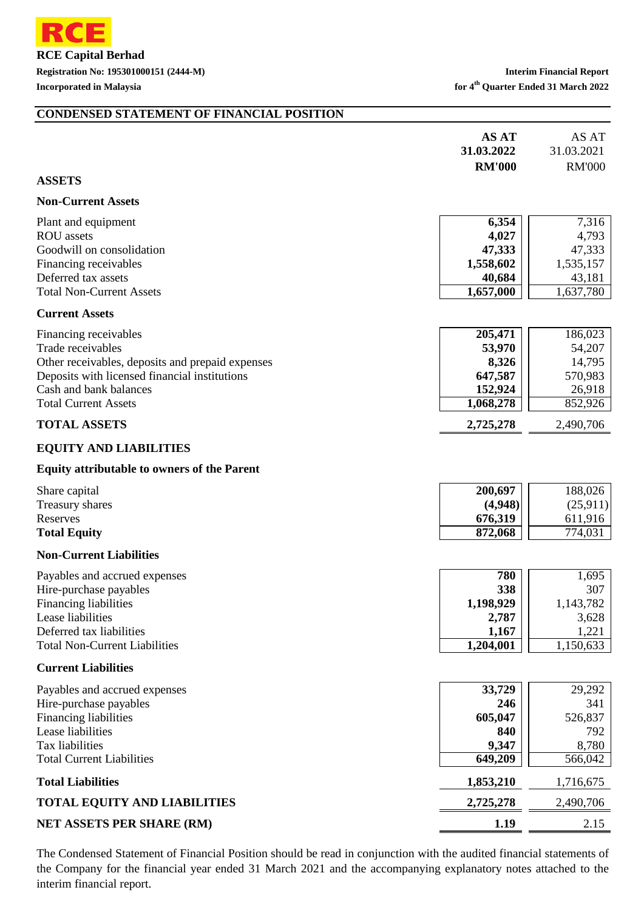**RCE**

**RCE Capital Berhad**

**Registration No: 195301000151 (2444-M)**

**Incorporated in Malaysia**

**Interim Financial Report**
**for 4th Quarter Ended 31 March 2022**

## CONDENSED STATEMENT OF FINANCIAL POSITION

| | AS AT 31.03.2022 RM'000 | AS AT 31.03.2021 RM'000 |
|---|---|---|
| **ASSETS** | | |
| **Non-Current Assets** | | |
| Plant and equipment | **6,354** | 7,316 |
| ROU assets | **4,027** | 4,793 |
| Goodwill on consolidation | **47,333** | 47,333 |
| Financing receivables | **1,558,602** | 1,535,157 |
| Deferred tax assets | **40,684** | 43,181 |
| Total Non-Current Assets | **1,657,000** | 1,637,780 |
| **Current Assets** | | |
| Financing receivables | **205,471** | 186,023 |
| Trade receivables | **53,970** | 54,207 |
| Other receivables, deposits and prepaid expenses | **8,326** | 14,795 |
| Deposits with licensed financial institutions | **647,587** | 570,983 |
| Cash and bank balances | **152,924** | 26,918 |
| Total Current Assets | **1,068,278** | 852,926 |
| **TOTAL ASSETS** | **2,725,278** | 2,490,706 |
| **EQUITY AND LIABILITIES** | | |
| **Equity attributable to owners of the Parent** | | |
| Share capital | **200,697** | 188,026 |
| Treasury shares | **(4,948)** | (25,911) |
| Reserves | **676,319** | 611,916 |
| **Total Equity** | **872,068** | 774,031 |
| **Non-Current Liabilities** | | |
| Payables and accrued expenses | **780** | 1,695 |
| Hire-purchase payables | **338** | 307 |
| Financing liabilities | **1,198,929** | 1,143,782 |
| Lease liabilities | **2,787** | 3,628 |
| Deferred tax liabilities | **1,167** | 1,221 |
| Total Non-Current Liabilities | **1,204,001** | 1,150,633 |
| **Current Liabilities** | | |
| Payables and accrued expenses | **33,729** | 29,292 |
| Hire-purchase payables | **246** | 341 |
| Financing liabilities | **605,047** | 526,837 |
| Lease liabilities | **840** | 792 |
| Tax liabilities | **9,347** | 8,780 |
| Total Current Liabilities | **649,209** | 566,042 |
| **Total Liabilities** | **1,853,210** | 1,716,675 |
| **TOTAL EQUITY AND LIABILITIES** | **2,725,278** | 2,490,706 |
| **NET ASSETS PER SHARE (RM)** | **1.19** | 2.15 |

The Condensed Statement of Financial Position should be read in conjunction with the audited financial statements of the Company for the financial year ended 31 March 2021 and the accompanying explanatory notes attached to the interim financial report.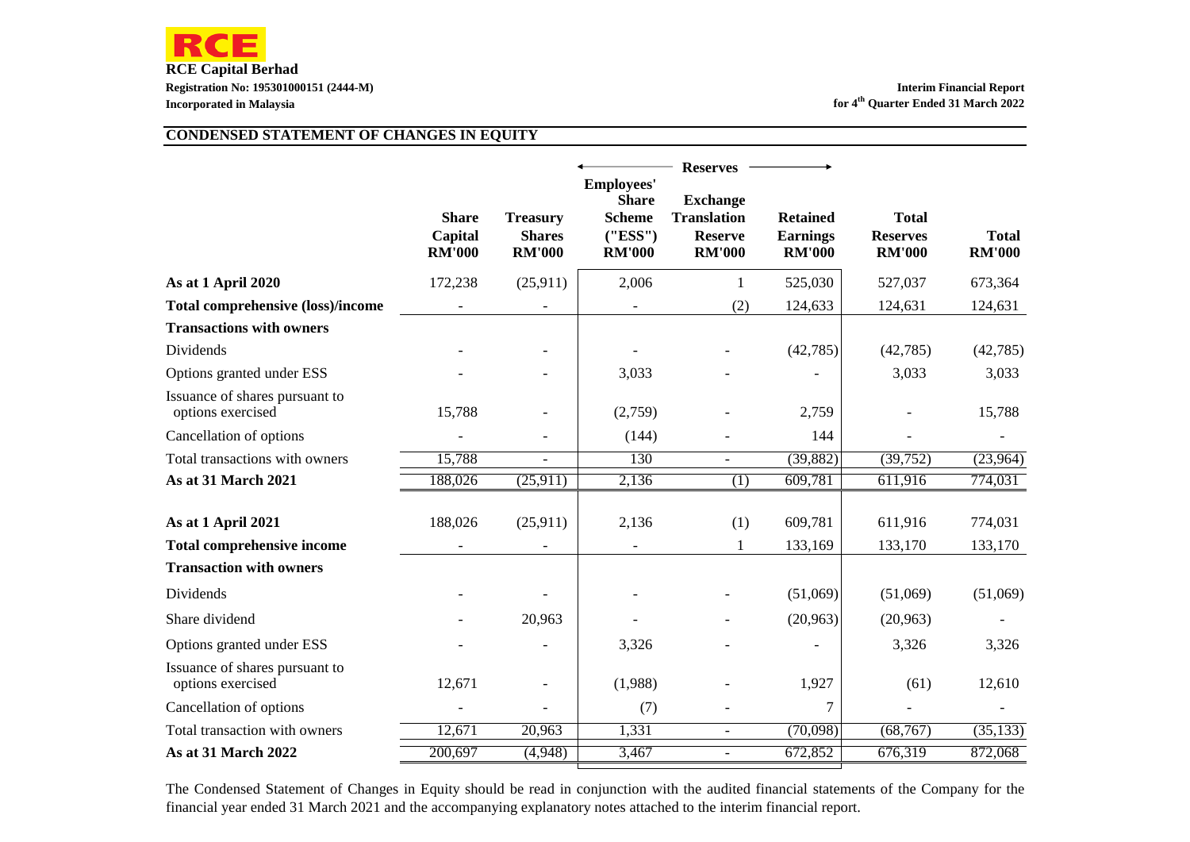**RCE Capital Berhad**
**Registration No: 195301000151 (2444-M)**
**Incorporated in Malaysia**

**Interim Financial Report for 4th Quarter Ended 31 March 2022**

## CONDENSED STATEMENT OF CHANGES IN EQUITY

| | Share Capital RM'000 | Treasury Shares RM'000 | Reserves: Employees' Share Scheme ("ESS") RM'000 | Reserves: Exchange Translation Reserve RM'000 | Reserves: Retained Earnings RM'000 | Total Reserves RM'000 | Total RM'000 |
|---|---|---|---|---|---|---|---|
| **As at 1 April 2020** | 172,238 | (25,911) | 2,006 | 1 | 525,030 | 527,037 | 673,364 |
| **Total comprehensive (loss)/income** | - | - | - | (2) | 124,633 | 124,631 | 124,631 |
| **Transactions with owners** | | | | | | | |
| Dividends | - | - | - | - | (42,785) | (42,785) | (42,785) |
| Options granted under ESS | - | - | 3,033 | - | - | 3,033 | 3,033 |
| Issuance of shares pursuant to options exercised | 15,788 | - | (2,759) | - | 2,759 | - | 15,788 |
| Cancellation of options | - | - | (144) | - | 144 | - | - |
| Total transactions with owners | 15,788 | - | 130 | - | (39,882) | (39,752) | (23,964) |
| **As at 31 March 2021** | 188,026 | (25,911) | 2,136 | (1) | 609,781 | 611,916 | 774,031 |
| | | | | | | | |
| **As at 1 April 2021** | 188,026 | (25,911) | 2,136 | (1) | 609,781 | 611,916 | 774,031 |
| **Total comprehensive income** | - | - | - | 1 | 133,169 | 133,170 | 133,170 |
| **Transaction with owners** | | | | | | | |
| Dividends | - | - | - | - | (51,069) | (51,069) | (51,069) |
| Share dividend | - | 20,963 | - | - | (20,963) | (20,963) | - |
| Options granted under ESS | - | - | 3,326 | - | - | 3,326 | 3,326 |
| Issuance of shares pursuant to options exercised | 12,671 | - | (1,988) | - | 1,927 | (61) | 12,610 |
| Cancellation of options | - | - | (7) | - | 7 | - | - |
| Total transaction with owners | 12,671 | 20,963 | 1,331 | - | (70,098) | (68,767) | (35,133) |
| **As at 31 March 2022** | 200,697 | (4,948) | 3,467 | - | 672,852 | 676,319 | 872,068 |

The Condensed Statement of Changes in Equity should be read in conjunction with the audited financial statements of the Company for the financial year ended 31 March 2021 and the accompanying explanatory notes attached to the interim financial report.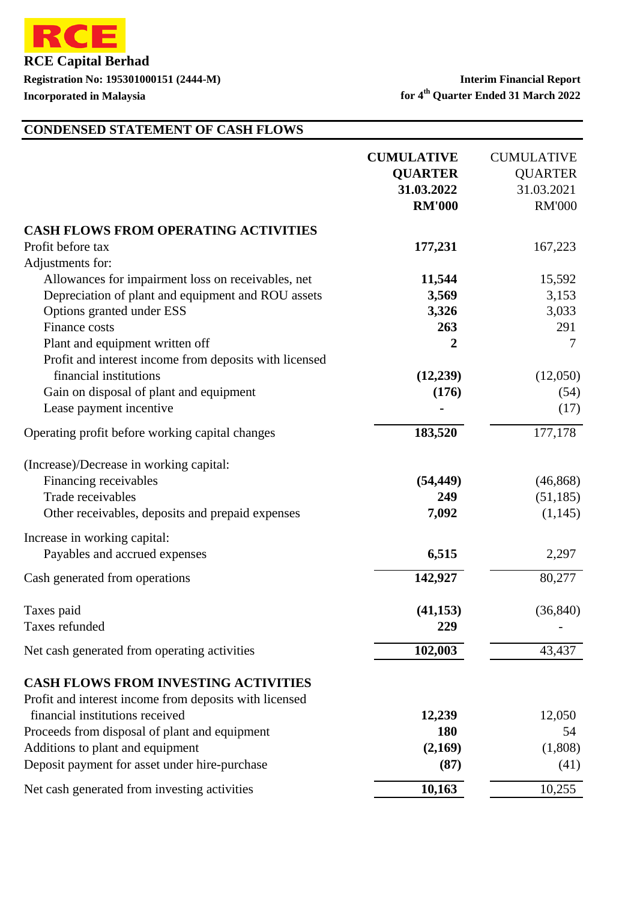**RCE**

**RCE Capital Berhad**

**Registration No: 195301000151 (2444-M)**

**Incorporated in Malaysia**

**Interim Financial Report**

**for 4th Quarter Ended 31 March 2022**

## CONDENSED STATEMENT OF CASH FLOWS

| | **CUMULATIVE QUARTER 31.03.2022 RM'000** | CUMULATIVE QUARTER 31.03.2021 RM'000 |
|---|---|---|
| **CASH FLOWS FROM OPERATING ACTIVITIES** | | |
| Profit before tax | **177,231** | 167,223 |
| Adjustments for: | | |
| Allowances for impairment loss on receivables, net | **11,544** | 15,592 |
| Depreciation of plant and equipment and ROU assets | **3,569** | 3,153 |
| Options granted under ESS | **3,326** | 3,033 |
| Finance costs | **263** | 291 |
| Plant and equipment written off | **2** | 7 |
| Profit and interest income from deposits with licensed financial institutions | **(12,239)** | (12,050) |
| Gain on disposal of plant and equipment | **(176)** | (54) |
| Lease payment incentive | **-** | (17) |
| Operating profit before working capital changes | **183,520** | 177,178 |
| (Increase)/Decrease in working capital: | | |
| Financing receivables | **(54,449)** | (46,868) |
| Trade receivables | **249** | (51,185) |
| Other receivables, deposits and prepaid expenses | **7,092** | (1,145) |
| Increase in working capital: | | |
| Payables and accrued expenses | **6,515** | 2,297 |
| Cash generated from operations | **142,927** | 80,277 |
| Taxes paid | **(41,153)** | (36,840) |
| Taxes refunded | **229** | - |
| Net cash generated from operating activities | **102,003** | 43,437 |
| **CASH FLOWS FROM INVESTING ACTIVITIES** | | |
| Profit and interest income from deposits with licensed financial institutions received | **12,239** | 12,050 |
| Proceeds from disposal of plant and equipment | **180** | 54 |
| Additions to plant and equipment | **(2,169)** | (1,808) |
| Deposit payment for asset under hire-purchase | **(87)** | (41) |
| Net cash generated from investing activities | **10,163** | 10,255 |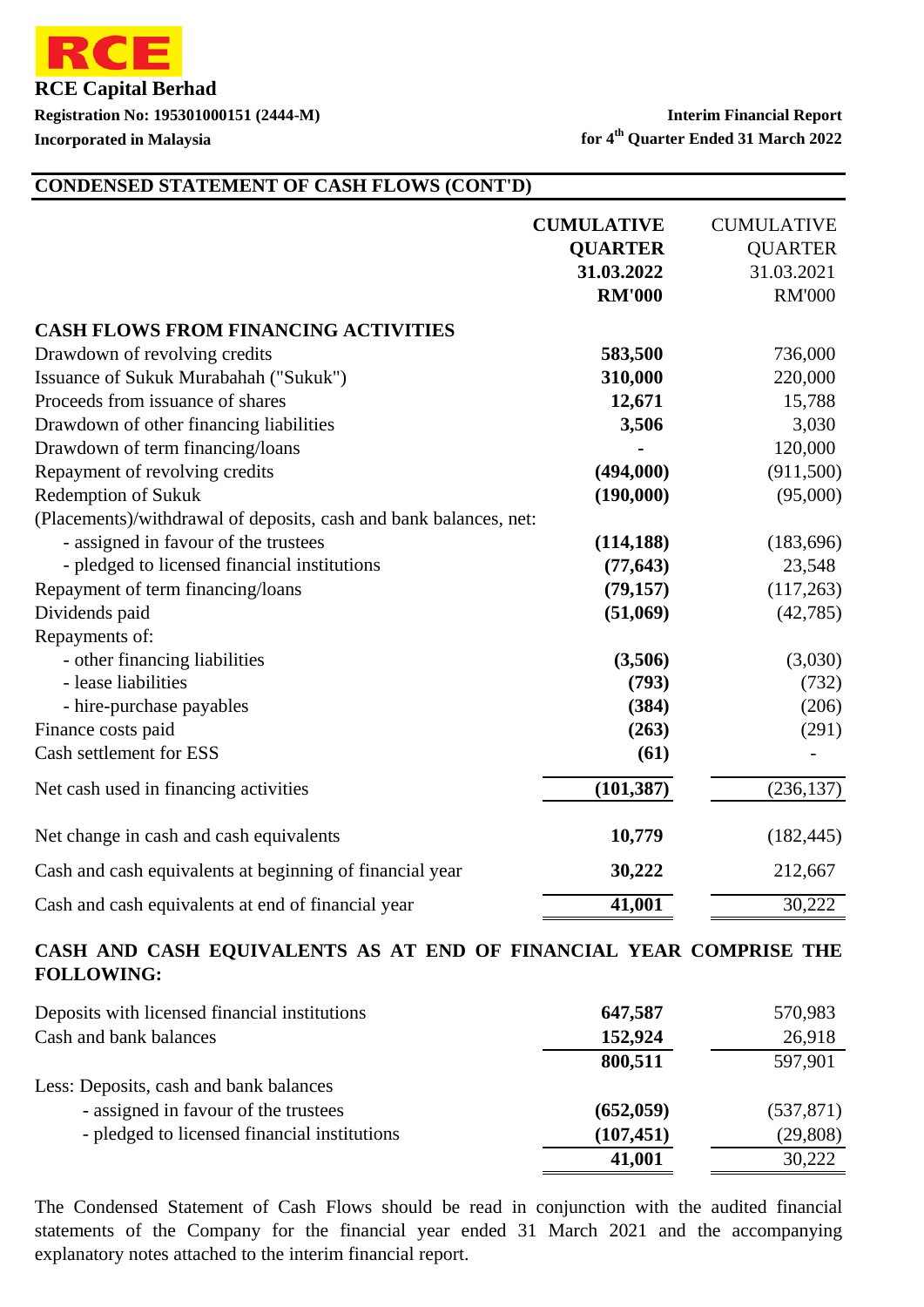**RCE**

**RCE Capital Berhad**

**Registration No: 195301000151 (2444-M)**

**Incorporated in Malaysia**

**Interim Financial Report**

**for 4th Quarter Ended 31 March 2022**

## CONDENSED STATEMENT OF CASH FLOWS (CONT'D)

| | **CUMULATIVE QUARTER 31.03.2022 RM'000** | CUMULATIVE QUARTER 31.03.2021 RM'000 |
|---|---|---|
| **CASH FLOWS FROM FINANCING ACTIVITIES** | | |
| Drawdown of revolving credits | **583,500** | 736,000 |
| Issuance of Sukuk Murabahah ("Sukuk") | **310,000** | 220,000 |
| Proceeds from issuance of shares | **12,671** | 15,788 |
| Drawdown of other financing liabilities | **3,506** | 3,030 |
| Drawdown of term financing/loans | **-** | 120,000 |
| Repayment of revolving credits | **(494,000)** | (911,500) |
| Redemption of Sukuk | **(190,000)** | (95,000) |
| (Placements)/withdrawal of deposits, cash and bank balances, net: | | |
| - assigned in favour of the trustees | **(114,188)** | (183,696) |
| - pledged to licensed financial institutions | **(77,643)** | 23,548 |
| Repayment of term financing/loans | **(79,157)** | (117,263) |
| Dividends paid | **(51,069)** | (42,785) |
| Repayments of: | | |
| - other financing liabilities | **(3,506)** | (3,030) |
| - lease liabilities | **(793)** | (732) |
| - hire-purchase payables | **(384)** | (206) |
| Finance costs paid | **(263)** | (291) |
| Cash settlement for ESS | **(61)** | - |
| Net cash used in financing activities | **(101,387)** | (236,137) |
| Net change in cash and cash equivalents | **10,779** | (182,445) |
| Cash and cash equivalents at beginning of financial year | **30,222** | 212,667 |
| Cash and cash equivalents at end of financial year | **41,001** | 30,222 |

## CASH AND CASH EQUIVALENTS AS AT END OF FINANCIAL YEAR COMPRISE THE FOLLOWING:

| | | |
|---|---|---|
| Deposits with licensed financial institutions | **647,587** | 570,983 |
| Cash and bank balances | **152,924** | 26,918 |
| | **800,511** | 597,901 |
| Less: Deposits, cash and bank balances | | |
| - assigned in favour of the trustees | **(652,059)** | (537,871) |
| - pledged to licensed financial institutions | **(107,451)** | (29,808) |
| | **41,001** | 30,222 |

The Condensed Statement of Cash Flows should be read in conjunction with the audited financial statements of the Company for the financial year ended 31 March 2021 and the accompanying explanatory notes attached to the interim financial report.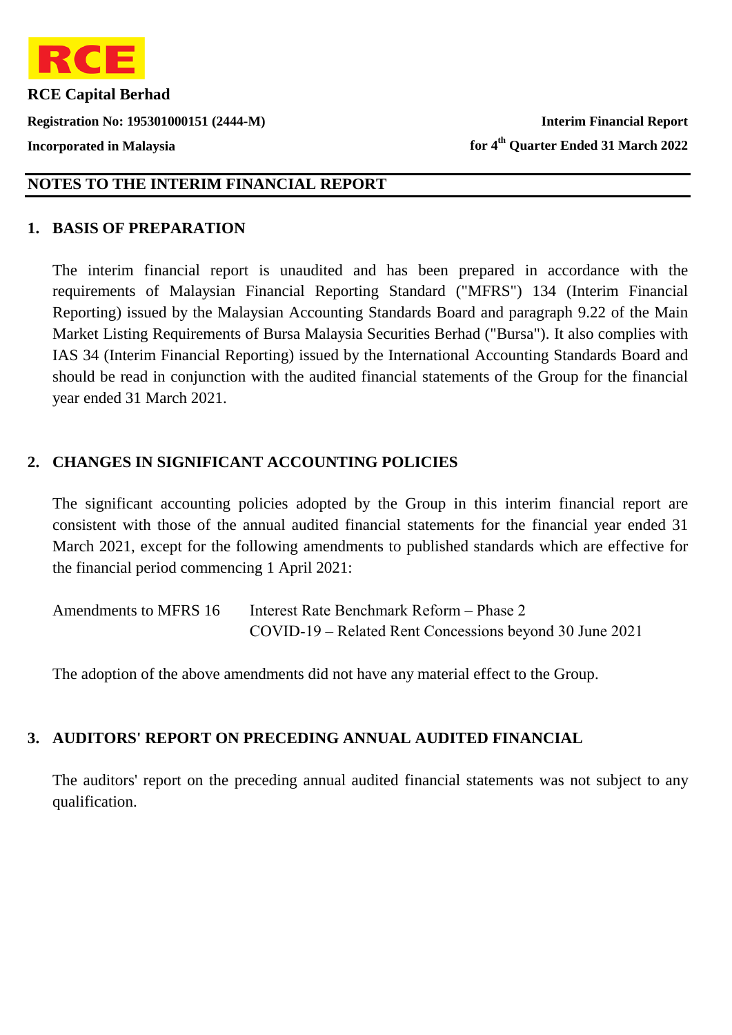RCE

**RCE Capital Berhad**

**Registration No: 195301000151 (2444-M)**

**Incorporated in Malaysia**

**Interim Financial Report**

**for 4th Quarter Ended 31 March 2022**

## NOTES TO THE INTERIM FINANCIAL REPORT

### 1. BASIS OF PREPARATION

The interim financial report is unaudited and has been prepared in accordance with the requirements of Malaysian Financial Reporting Standard ("MFRS") 134 (Interim Financial Reporting) issued by the Malaysian Accounting Standards Board and paragraph 9.22 of the Main Market Listing Requirements of Bursa Malaysia Securities Berhad ("Bursa"). It also complies with IAS 34 (Interim Financial Reporting) issued by the International Accounting Standards Board and should be read in conjunction with the audited financial statements of the Group for the financial year ended 31 March 2021.

### 2. CHANGES IN SIGNIFICANT ACCOUNTING POLICIES

The significant accounting policies adopted by the Group in this interim financial report are consistent with those of the annual audited financial statements for the financial year ended 31 March 2021, except for the following amendments to published standards which are effective for the financial period commencing 1 April 2021:

| | |
|---|---|
| Amendments to MFRS 16 | Interest Rate Benchmark Reform – Phase 2 |
| | COVID-19 – Related Rent Concessions beyond 30 June 2021 |

The adoption of the above amendments did not have any material effect to the Group.

### 3. AUDITORS' REPORT ON PRECEDING ANNUAL AUDITED FINANCIAL

The auditors' report on the preceding annual audited financial statements was not subject to any qualification.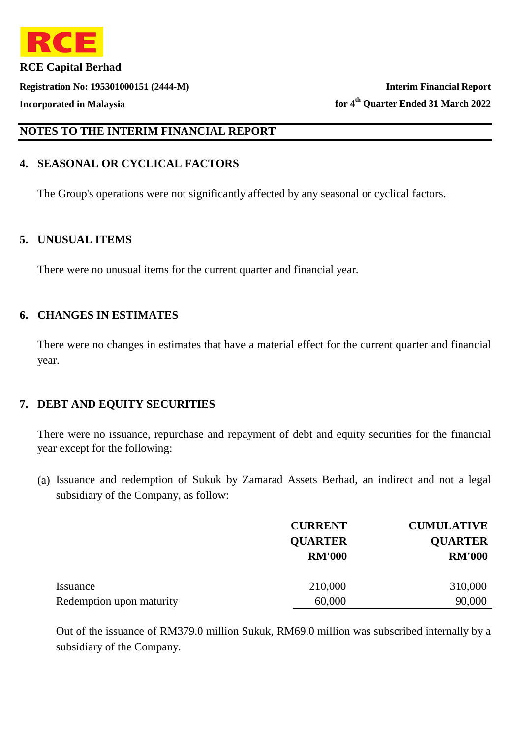## NOTES TO THE INTERIM FINANCIAL REPORT

### 4. SEASONAL OR CYCLICAL FACTORS

The Group's operations were not significantly affected by any seasonal or cyclical factors.

### 5. UNUSUAL ITEMS

There were no unusual items for the current quarter and financial year.

### 6. CHANGES IN ESTIMATES

There were no changes in estimates that have a material effect for the current quarter and financial year.

### 7. DEBT AND EQUITY SECURITIES

There were no issuance, repurchase and repayment of debt and equity securities for the financial year except for the following:

(a) Issuance and redemption of Sukuk by Zamarad Assets Berhad, an indirect and not a legal subsidiary of the Company, as follow:

| | CURRENT QUARTER RM'000 | CUMULATIVE QUARTER RM'000 |
|---|---|---|
| Issuance | 210,000 | 310,000 |
| Redemption upon maturity | 60,000 | 90,000 |

Out of the issuance of RM379.0 million Sukuk, RM69.0 million was subscribed internally by a subsidiary of the Company.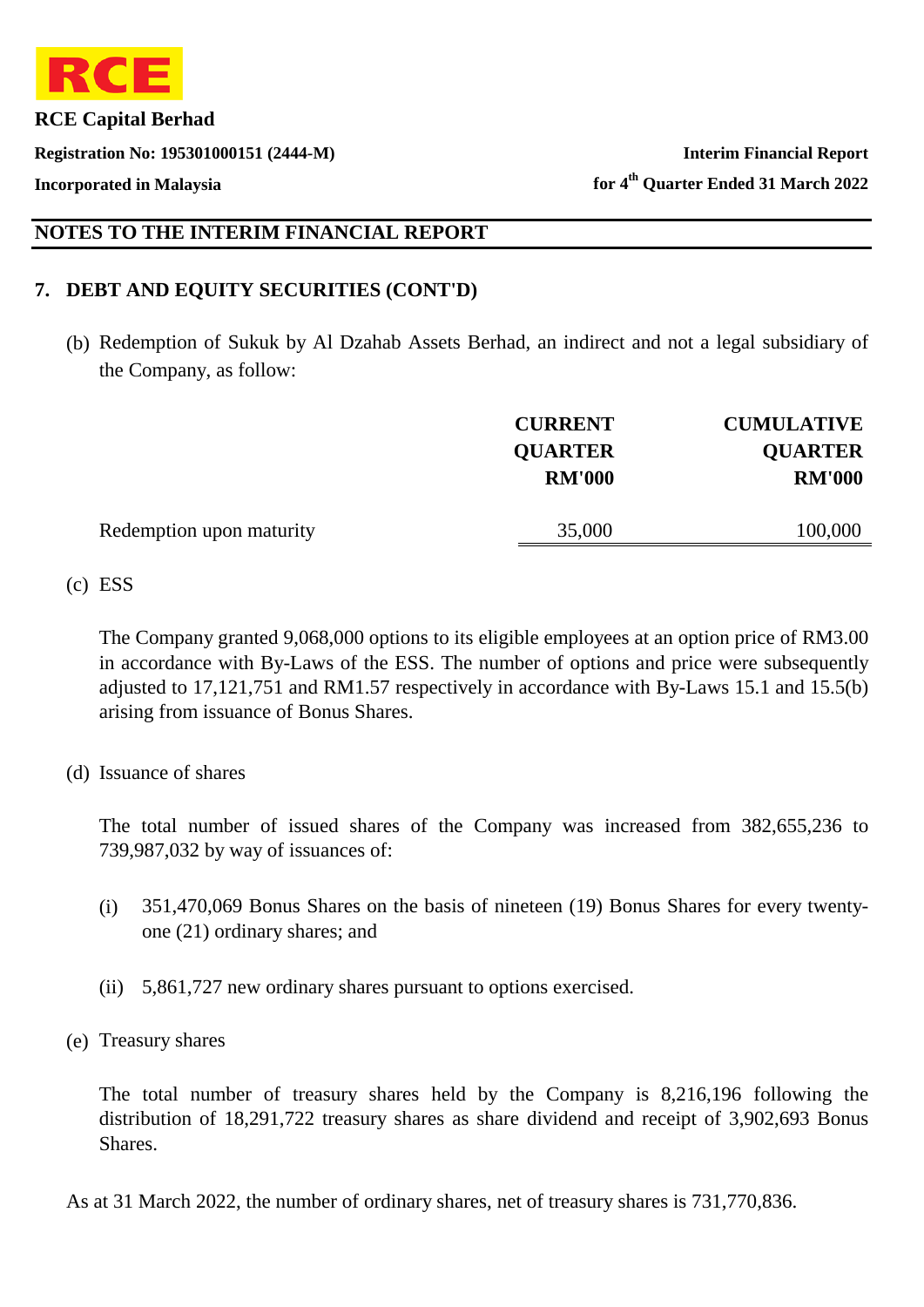## NOTES TO THE INTERIM FINANCIAL REPORT

### 7. DEBT AND EQUITY SECURITIES (CONT'D)

(b) Redemption of Sukuk by Al Dzahab Assets Berhad, an indirect and not a legal subsidiary of the Company, as follow:

| | CURRENT QUARTER RM'000 | CUMULATIVE QUARTER RM'000 |
|---|---:|---:|
| Redemption upon maturity | 35,000 | 100,000 |

(c) ESS

The Company granted 9,068,000 options to its eligible employees at an option price of RM3.00 in accordance with By-Laws of the ESS. The number of options and price were subsequently adjusted to 17,121,751 and RM1.57 respectively in accordance with By-Laws 15.1 and 15.5(b) arising from issuance of Bonus Shares.

(d) Issuance of shares

The total number of issued shares of the Company was increased from 382,655,236 to 739,987,032 by way of issuances of:

(i) 351,470,069 Bonus Shares on the basis of nineteen (19) Bonus Shares for every twenty-one (21) ordinary shares; and

(ii) 5,861,727 new ordinary shares pursuant to options exercised.

(e) Treasury shares

The total number of treasury shares held by the Company is 8,216,196 following the distribution of 18,291,722 treasury shares as share dividend and receipt of 3,902,693 Bonus Shares.

As at 31 March 2022, the number of ordinary shares, net of treasury shares is 731,770,836.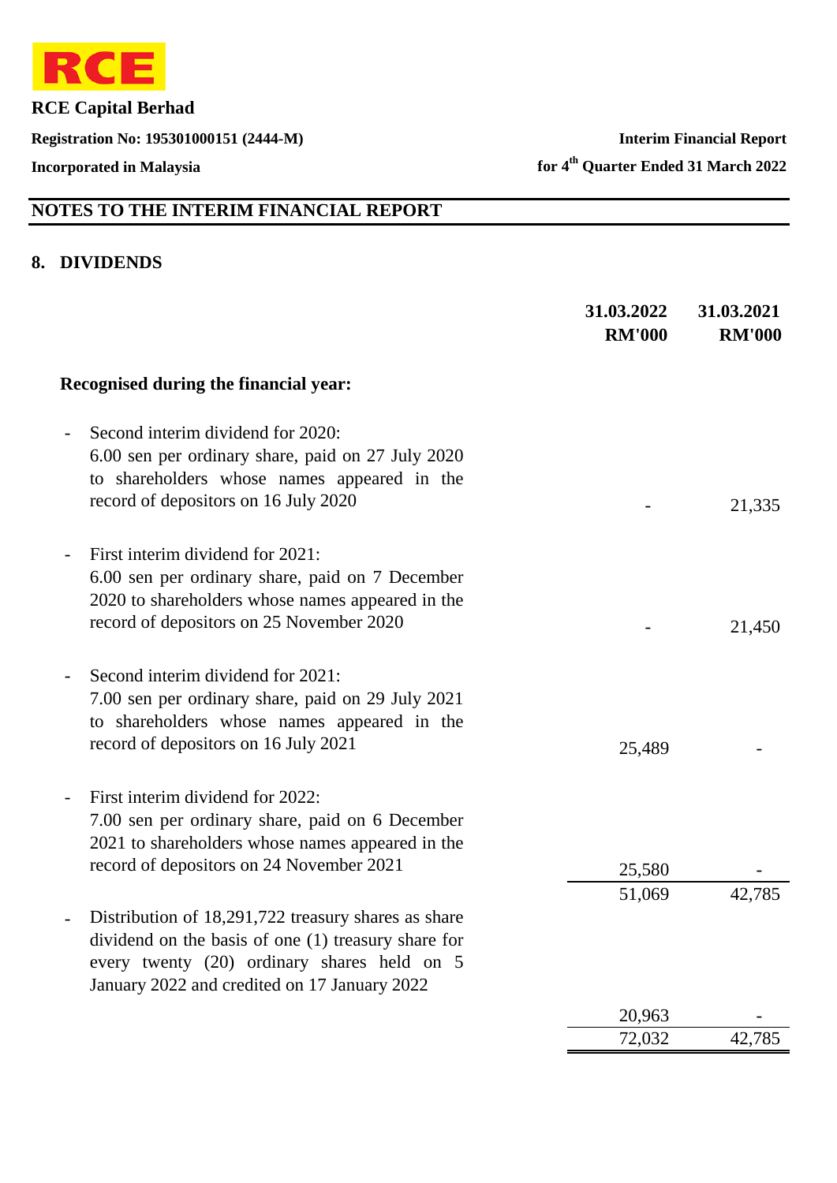## NOTES TO THE INTERIM FINANCIAL REPORT

### 8. DIVIDENDS

| | 31.03.2022 RM'000 | 31.03.2021 RM'000 |
|---|---|---|
| **Recognised during the financial year:** | | |
| - Second interim dividend for 2020: 6.00 sen per ordinary share, paid on 27 July 2020 to shareholders whose names appeared in the record of depositors on 16 July 2020 | - | 21,335 |
| - First interim dividend for 2021: 6.00 sen per ordinary share, paid on 7 December 2020 to shareholders whose names appeared in the record of depositors on 25 November 2020 | - | 21,450 |
| - Second interim dividend for 2021: 7.00 sen per ordinary share, paid on 29 July 2021 to shareholders whose names appeared in the record of depositors on 16 July 2021 | 25,489 | - |
| - First interim dividend for 2022: 7.00 sen per ordinary share, paid on 6 December 2021 to shareholders whose names appeared in the record of depositors on 24 November 2021 | 25,580 | - |
| | 51,069 | 42,785 |
| - Distribution of 18,291,722 treasury shares as share dividend on the basis of one (1) treasury share for every twenty (20) ordinary shares held on 5 January 2022 and credited on 17 January 2022 | 20,963 | - |
| | 72,032 | 42,785 |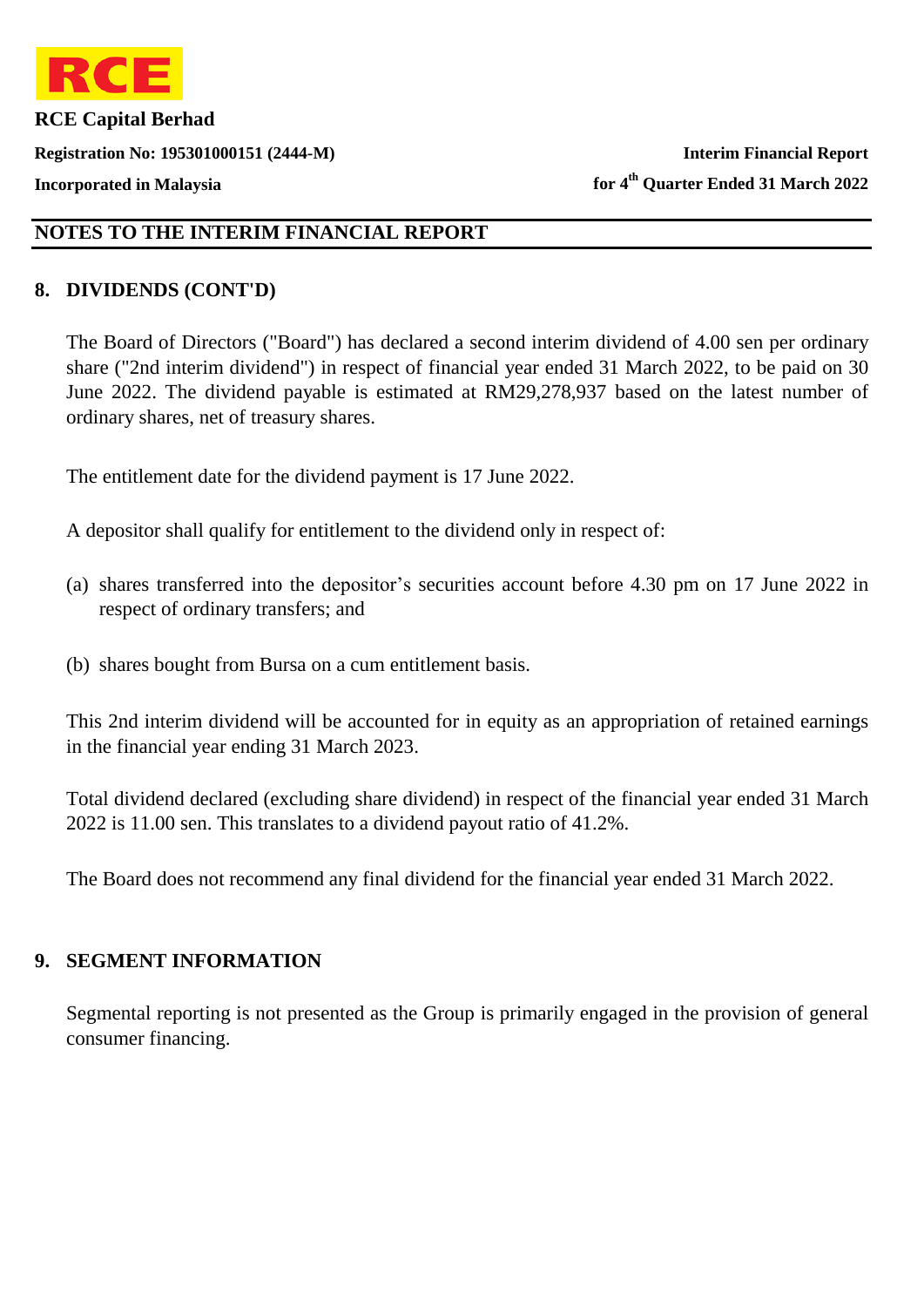## NOTES TO THE INTERIM FINANCIAL REPORT

### 8. DIVIDENDS (CONT'D)

The Board of Directors ("Board") has declared a second interim dividend of 4.00 sen per ordinary share ("2nd interim dividend") in respect of financial year ended 31 March 2022, to be paid on 30 June 2022. The dividend payable is estimated at RM29,278,937 based on the latest number of ordinary shares, net of treasury shares.

The entitlement date for the dividend payment is 17 June 2022.

A depositor shall qualify for entitlement to the dividend only in respect of:

(a) shares transferred into the depositor's securities account before 4.30 pm on 17 June 2022 in respect of ordinary transfers; and

(b) shares bought from Bursa on a cum entitlement basis.

This 2nd interim dividend will be accounted for in equity as an appropriation of retained earnings in the financial year ending 31 March 2023.

Total dividend declared (excluding share dividend) in respect of the financial year ended 31 March 2022 is 11.00 sen. This translates to a dividend payout ratio of 41.2%.

The Board does not recommend any final dividend for the financial year ended 31 March 2022.

### 9. SEGMENT INFORMATION

Segmental reporting is not presented as the Group is primarily engaged in the provision of general consumer financing.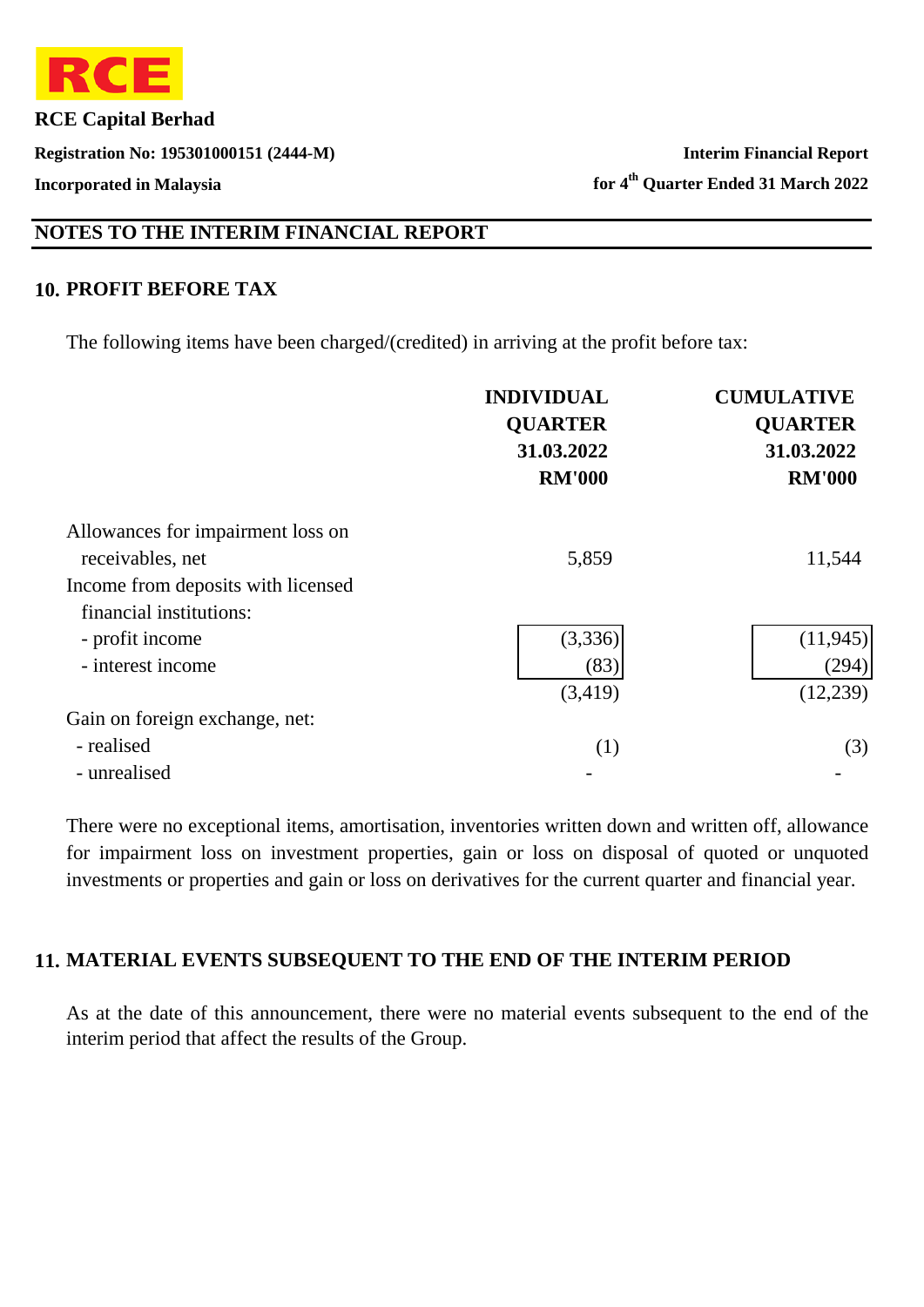## NOTES TO THE INTERIM FINANCIAL REPORT

### 10. PROFIT BEFORE TAX

The following items have been charged/(credited) in arriving at the profit before tax:

| | INDIVIDUAL QUARTER 31.03.2022 RM'000 | CUMULATIVE QUARTER 31.03.2022 RM'000 |
|---|---|---|
| Allowances for impairment loss on receivables, net | 5,859 | 11,544 |
| Income from deposits with licensed financial institutions: | | |
| - profit income | (3,336) | (11,945) |
| - interest income | (83) | (294) |
| | (3,419) | (12,239) |
| Gain on foreign exchange, net: | | |
| - realised | (1) | (3) |
| - unrealised | - | - |

There were no exceptional items, amortisation, inventories written down and written off, allowance for impairment loss on investment properties, gain or loss on disposal of quoted or unquoted investments or properties and gain or loss on derivatives for the current quarter and financial year.

### 11. MATERIAL EVENTS SUBSEQUENT TO THE END OF THE INTERIM PERIOD

As at the date of this announcement, there were no material events subsequent to the end of the interim period that affect the results of the Group.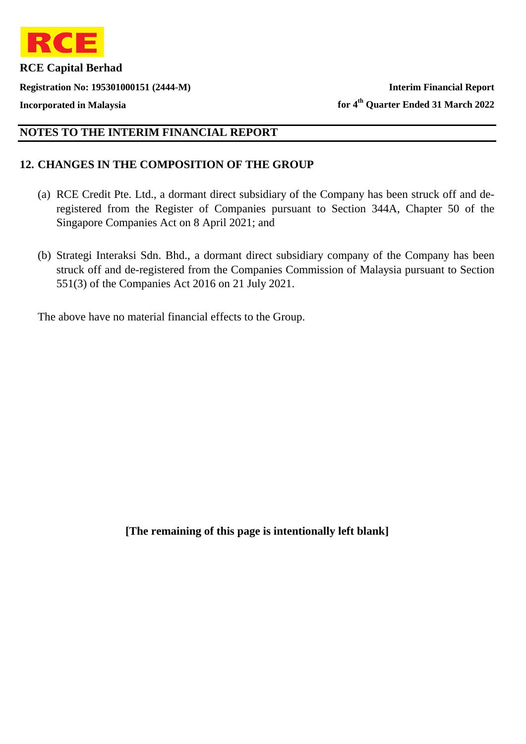## NOTES TO THE INTERIM FINANCIAL REPORT

### 12. CHANGES IN THE COMPOSITION OF THE GROUP

(a) RCE Credit Pte. Ltd., a dormant direct subsidiary of the Company has been struck off and de-registered from the Register of Companies pursuant to Section 344A, Chapter 50 of the Singapore Companies Act on 8 April 2021; and

(b) Strategi Interaksi Sdn. Bhd., a dormant direct subsidiary company of the Company has been struck off and de-registered from the Companies Commission of Malaysia pursuant to Section 551(3) of the Companies Act 2016 on 21 July 2021.

The above have no material financial effects to the Group.

**[The remaining of this page is intentionally left blank]**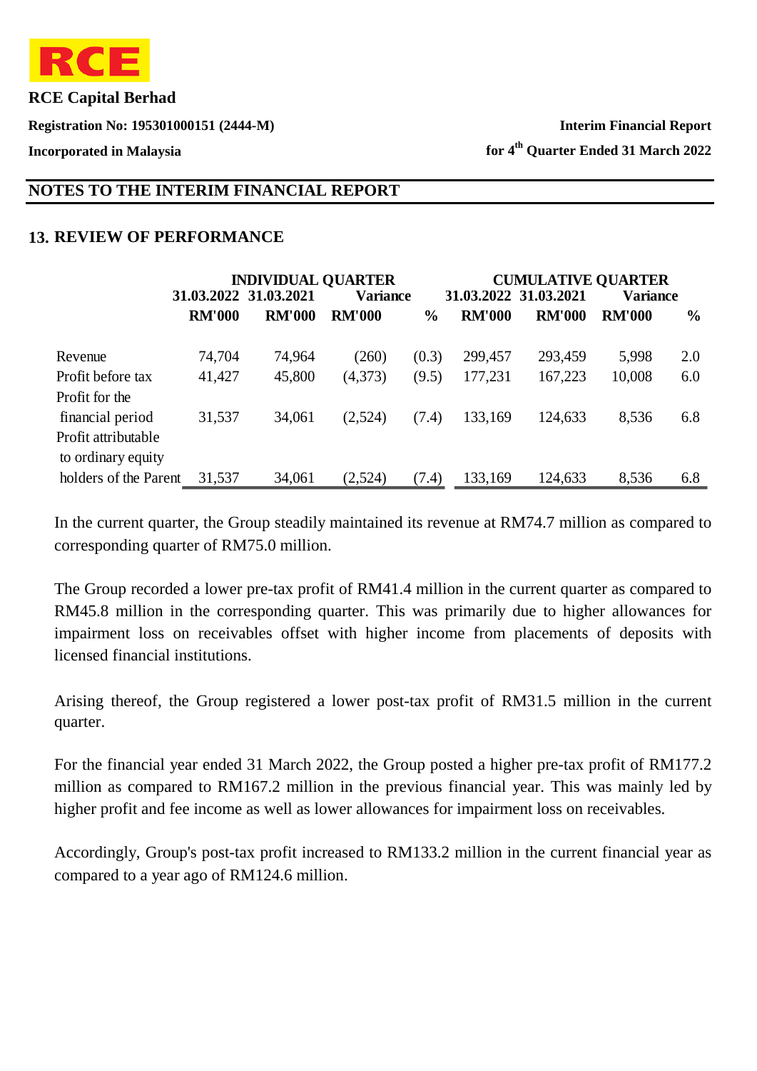RCE

**RCE Capital Berhad**

**Registration No: 195301000151 (2444-M)**

**Incorporated in Malaysia**

**Interim Financial Report**

**for 4th Quarter Ended 31 March 2022**

## NOTES TO THE INTERIM FINANCIAL REPORT

### 13. REVIEW OF PERFORMANCE

| | INDIVIDUAL QUARTER | | | | CUMULATIVE QUARTER | | | |
|---|---|---|---|---|---|---|---|---|
| | 31.03.2022 | 31.03.2021 | Variance | | 31.03.2022 | 31.03.2021 | Variance | |
| | RM'000 | RM'000 | RM'000 | % | RM'000 | RM'000 | RM'000 | % |
| Revenue | 74,704 | 74,964 | (260) | (0.3) | 299,457 | 293,459 | 5,998 | 2.0 |
| Profit before tax | 41,427 | 45,800 | (4,373) | (9.5) | 177,231 | 167,223 | 10,008 | 6.0 |
| Profit for the financial period | 31,537 | 34,061 | (2,524) | (7.4) | 133,169 | 124,633 | 8,536 | 6.8 |
| Profit attributable to ordinary equity holders of the Parent | 31,537 | 34,061 | (2,524) | (7.4) | 133,169 | 124,633 | 8,536 | 6.8 |

In the current quarter, the Group steadily maintained its revenue at RM74.7 million as compared to corresponding quarter of RM75.0 million.

The Group recorded a lower pre-tax profit of RM41.4 million in the current quarter as compared to RM45.8 million in the corresponding quarter. This was primarily due to higher allowances for impairment loss on receivables offset with higher income from placements of deposits with licensed financial institutions.

Arising thereof, the Group registered a lower post-tax profit of RM31.5 million in the current quarter.

For the financial year ended 31 March 2022, the Group posted a higher pre-tax profit of RM177.2 million as compared to RM167.2 million in the previous financial year. This was mainly led by higher profit and fee income as well as lower allowances for impairment loss on receivables.

Accordingly, Group's post-tax profit increased to RM133.2 million in the current financial year as compared to a year ago of RM124.6 million.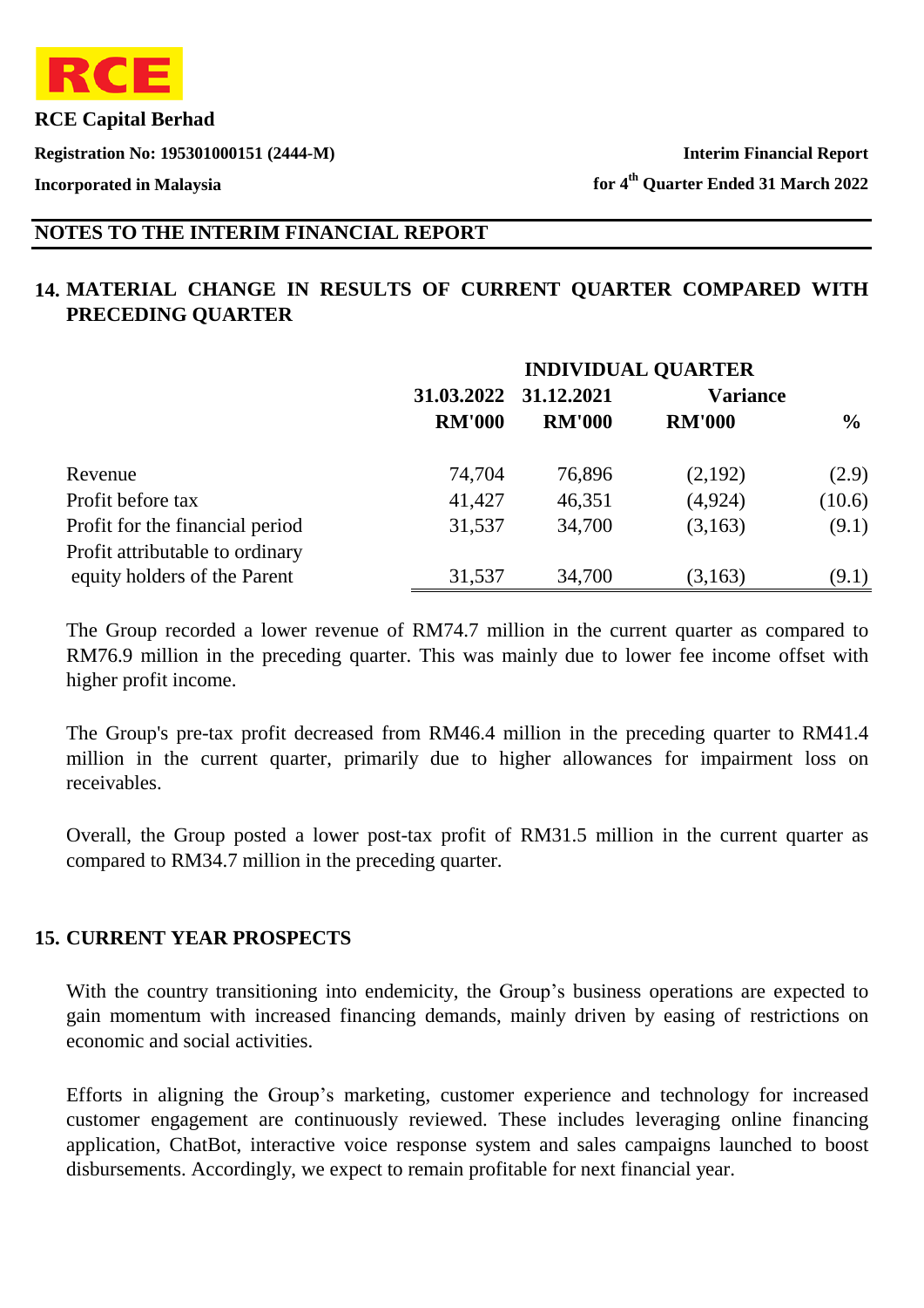## NOTES TO THE INTERIM FINANCIAL REPORT

### 14. MATERIAL CHANGE IN RESULTS OF CURRENT QUARTER COMPARED WITH PRECEDING QUARTER

| | INDIVIDUAL QUARTER | | | |
|---|---|---|---|---|
| | 31.03.2022 | 31.12.2021 | Variance | |
| | RM'000 | RM'000 | RM'000 | % |
| Revenue | 74,704 | 76,896 | (2,192) | (2.9) |
| Profit before tax | 41,427 | 46,351 | (4,924) | (10.6) |
| Profit for the financial period | 31,537 | 34,700 | (3,163) | (9.1) |
| Profit attributable to ordinary equity holders of the Parent | 31,537 | 34,700 | (3,163) | (9.1) |

The Group recorded a lower revenue of RM74.7 million in the current quarter as compared to RM76.9 million in the preceding quarter. This was mainly due to lower fee income offset with higher profit income.

The Group's pre-tax profit decreased from RM46.4 million in the preceding quarter to RM41.4 million in the current quarter, primarily due to higher allowances for impairment loss on receivables.

Overall, the Group posted a lower post-tax profit of RM31.5 million in the current quarter as compared to RM34.7 million in the preceding quarter.

### 15. CURRENT YEAR PROSPECTS

With the country transitioning into endemicity, the Group's business operations are expected to gain momentum with increased financing demands, mainly driven by easing of restrictions on economic and social activities.

Efforts in aligning the Group's marketing, customer experience and technology for increased customer engagement are continuously reviewed. These includes leveraging online financing application, ChatBot, interactive voice response system and sales campaigns launched to boost disbursements. Accordingly, we expect to remain profitable for next financial year.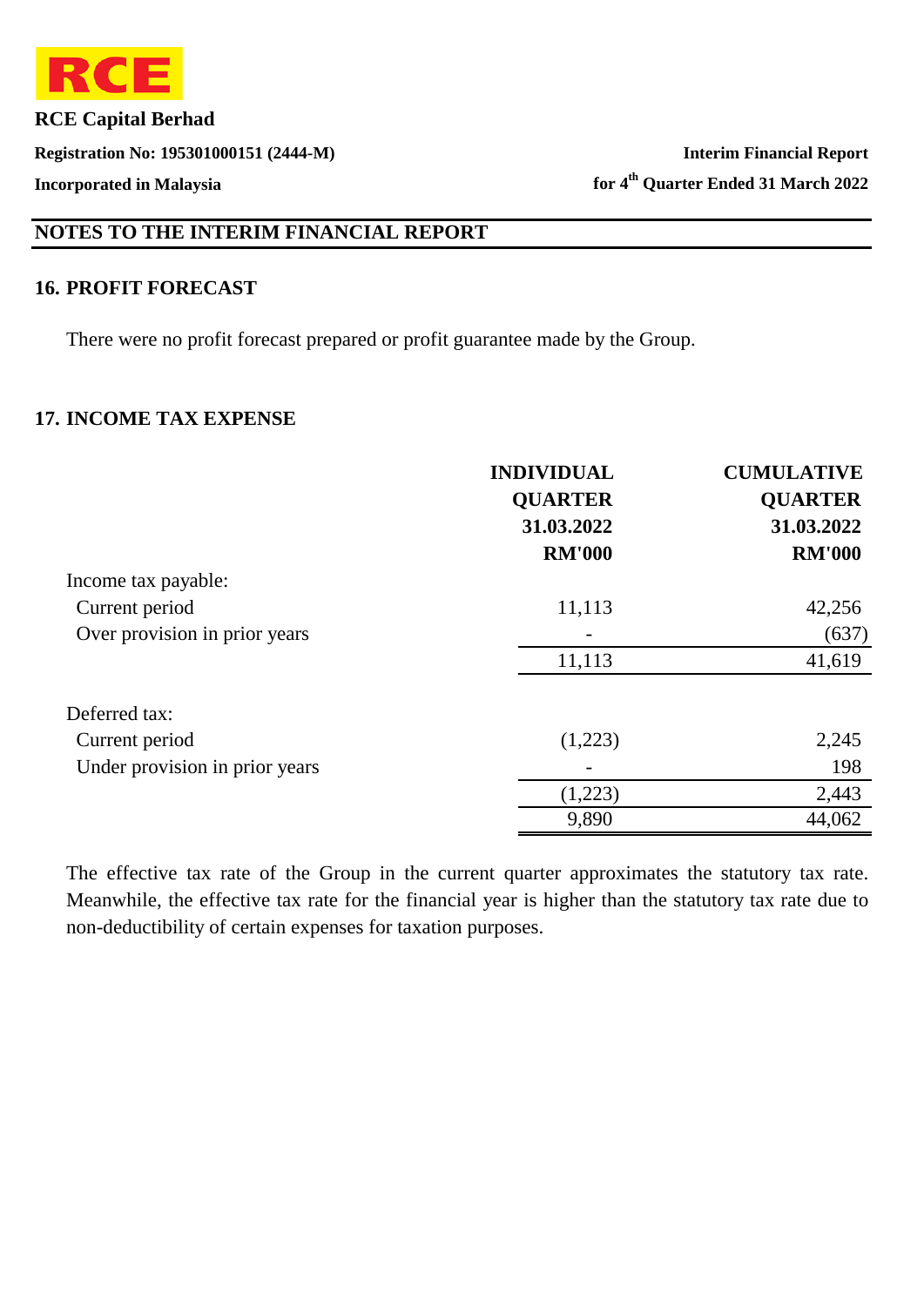## NOTES TO THE INTERIM FINANCIAL REPORT

### 16. PROFIT FORECAST

There were no profit forecast prepared or profit guarantee made by the Group.

### 17. INCOME TAX EXPENSE

| | INDIVIDUAL QUARTER 31.03.2022 RM'000 | CUMULATIVE QUARTER 31.03.2022 RM'000 |
|---|---|---|
| Income tax payable: | | |
| Current period | 11,113 | 42,256 |
| Over provision in prior years | - | (637) |
| | 11,113 | 41,619 |
| Deferred tax: | | |
| Current period | (1,223) | 2,245 |
| Under provision in prior years | - | 198 |
| | (1,223) | 2,443 |
| | 9,890 | 44,062 |

The effective tax rate of the Group in the current quarter approximates the statutory tax rate. Meanwhile, the effective tax rate for the financial year is higher than the statutory tax rate due to non-deductibility of certain expenses for taxation purposes.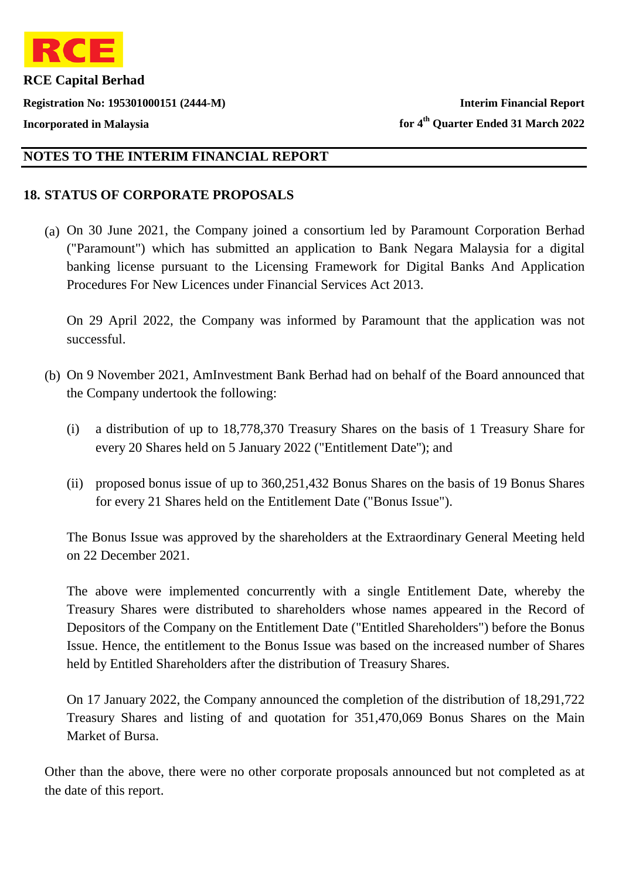## NOTES TO THE INTERIM FINANCIAL REPORT

### 18. STATUS OF CORPORATE PROPOSALS

(a) On 30 June 2021, the Company joined a consortium led by Paramount Corporation Berhad ("Paramount") which has submitted an application to Bank Negara Malaysia for a digital banking license pursuant to the Licensing Framework for Digital Banks And Application Procedures For New Licences under Financial Services Act 2013.

On 29 April 2022, the Company was informed by Paramount that the application was not successful.

(b) On 9 November 2021, AmInvestment Bank Berhad had on behalf of the Board announced that the Company undertook the following:

(i) a distribution of up to 18,778,370 Treasury Shares on the basis of 1 Treasury Share for every 20 Shares held on 5 January 2022 ("Entitlement Date"); and

(ii) proposed bonus issue of up to 360,251,432 Bonus Shares on the basis of 19 Bonus Shares for every 21 Shares held on the Entitlement Date ("Bonus Issue").

The Bonus Issue was approved by the shareholders at the Extraordinary General Meeting held on 22 December 2021.

The above were implemented concurrently with a single Entitlement Date, whereby the Treasury Shares were distributed to shareholders whose names appeared in the Record of Depositors of the Company on the Entitlement Date ("Entitled Shareholders") before the Bonus Issue. Hence, the entitlement to the Bonus Issue was based on the increased number of Shares held by Entitled Shareholders after the distribution of Treasury Shares.

On 17 January 2022, the Company announced the completion of the distribution of 18,291,722 Treasury Shares and listing of and quotation for 351,470,069 Bonus Shares on the Main Market of Bursa.

Other than the above, there were no other corporate proposals announced but not completed as at the date of this report.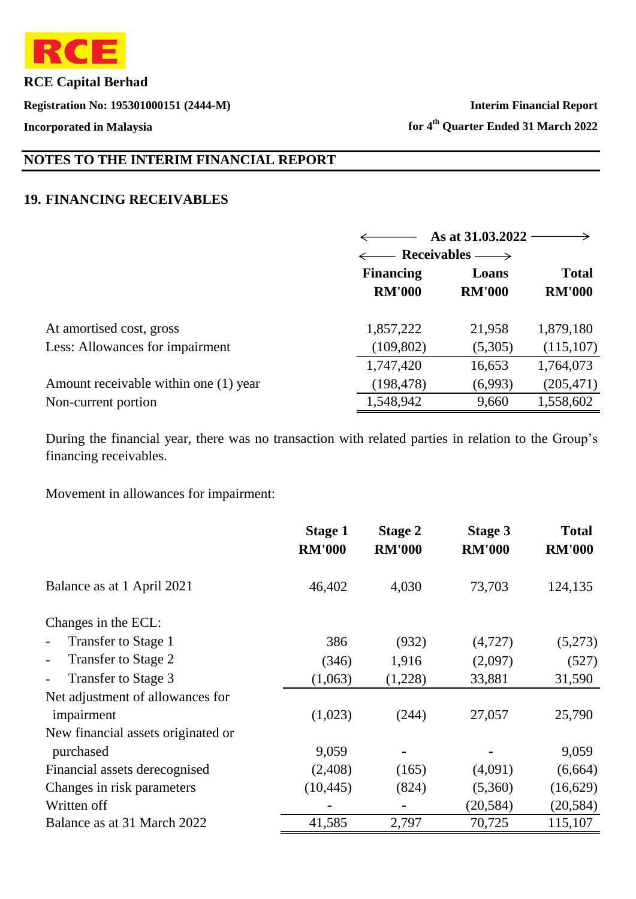## NOTES TO THE INTERIM FINANCIAL REPORT

### 19. FINANCING RECEIVABLES

| | As at 31.03.2022 | | |
|---|---|---|---|
| | Receivables | | |
| | Financing RM'000 | Loans RM'000 | Total RM'000 |
| At amortised cost, gross | 1,857,222 | 21,958 | 1,879,180 |
| Less: Allowances for impairment | (109,802) | (5,305) | (115,107) |
| | 1,747,420 | 16,653 | 1,764,073 |
| Amount receivable within one (1) year | (198,478) | (6,993) | (205,471) |
| Non-current portion | 1,548,942 | 9,660 | 1,558,602 |

During the financial year, there was no transaction with related parties in relation to the Group's financing receivables.

Movement in allowances for impairment:

| | Stage 1 RM'000 | Stage 2 RM'000 | Stage 3 RM'000 | Total RM'000 |
|---|---|---|---|---|
| Balance as at 1 April 2021 | 46,402 | 4,030 | 73,703 | 124,135 |
| Changes in the ECL: | | | | |
| - Transfer to Stage 1 | 386 | (932) | (4,727) | (5,273) |
| - Transfer to Stage 2 | (346) | 1,916 | (2,097) | (527) |
| - Transfer to Stage 3 | (1,063) | (1,228) | 33,881 | 31,590 |
| Net adjustment of allowances for impairment | (1,023) | (244) | 27,057 | 25,790 |
| New financial assets originated or purchased | 9,059 | - | - | 9,059 |
| Financial assets derecognised | (2,408) | (165) | (4,091) | (6,664) |
| Changes in risk parameters | (10,445) | (824) | (5,360) | (16,629) |
| Written off | - | - | (20,584) | (20,584) |
| Balance as at 31 March 2022 | 41,585 | 2,797 | 70,725 | 115,107 |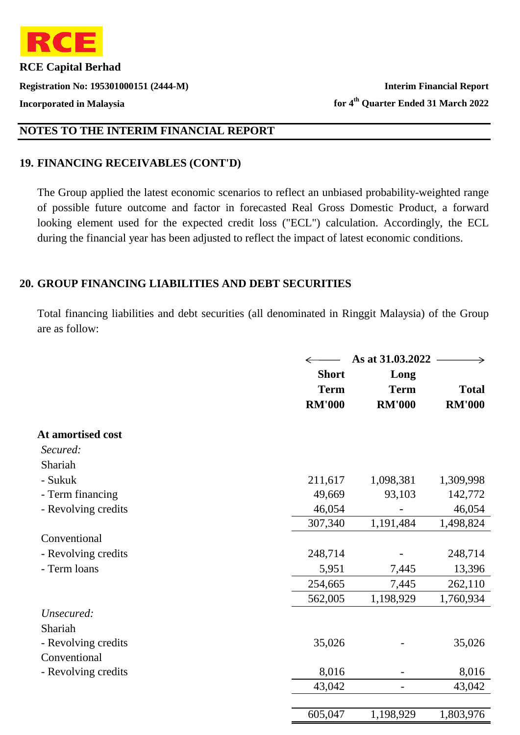## NOTES TO THE INTERIM FINANCIAL REPORT

### 19. FINANCING RECEIVABLES (CONT'D)

The Group applied the latest economic scenarios to reflect an unbiased probability-weighted range of possible future outcome and factor in forecasted Real Gross Domestic Product, a forward looking element used for the expected credit loss ("ECL") calculation. Accordingly, the ECL during the financial year has been adjusted to reflect the impact of latest economic conditions.

### 20. GROUP FINANCING LIABILITIES AND DEBT SECURITIES

Total financing liabilities and debt securities (all denominated in Ringgit Malaysia) of the Group are as follow:

| | As at 31.03.2022 | | |
|---|---|---|---|
| | **Short Term RM'000** | **Long Term RM'000** | **Total RM'000** |
| **At amortised cost** | | | |
| *Secured:* | | | |
| Shariah | | | |
| - Sukuk | 211,617 | 1,098,381 | 1,309,998 |
| - Term financing | 49,669 | 93,103 | 142,772 |
| - Revolving credits | 46,054 | - | 46,054 |
| | 307,340 | 1,191,484 | 1,498,824 |
| Conventional | | | |
| - Revolving credits | 248,714 | - | 248,714 |
| - Term loans | 5,951 | 7,445 | 13,396 |
| | 254,665 | 7,445 | 262,110 |
| | 562,005 | 1,198,929 | 1,760,934 |
| *Unsecured:* | | | |
| Shariah | | | |
| - Revolving credits | 35,026 | - | 35,026 |
| Conventional | | | |
| - Revolving credits | 8,016 | - | 8,016 |
| | 43,042 | - | 43,042 |
| | 605,047 | 1,198,929 | 1,803,976 |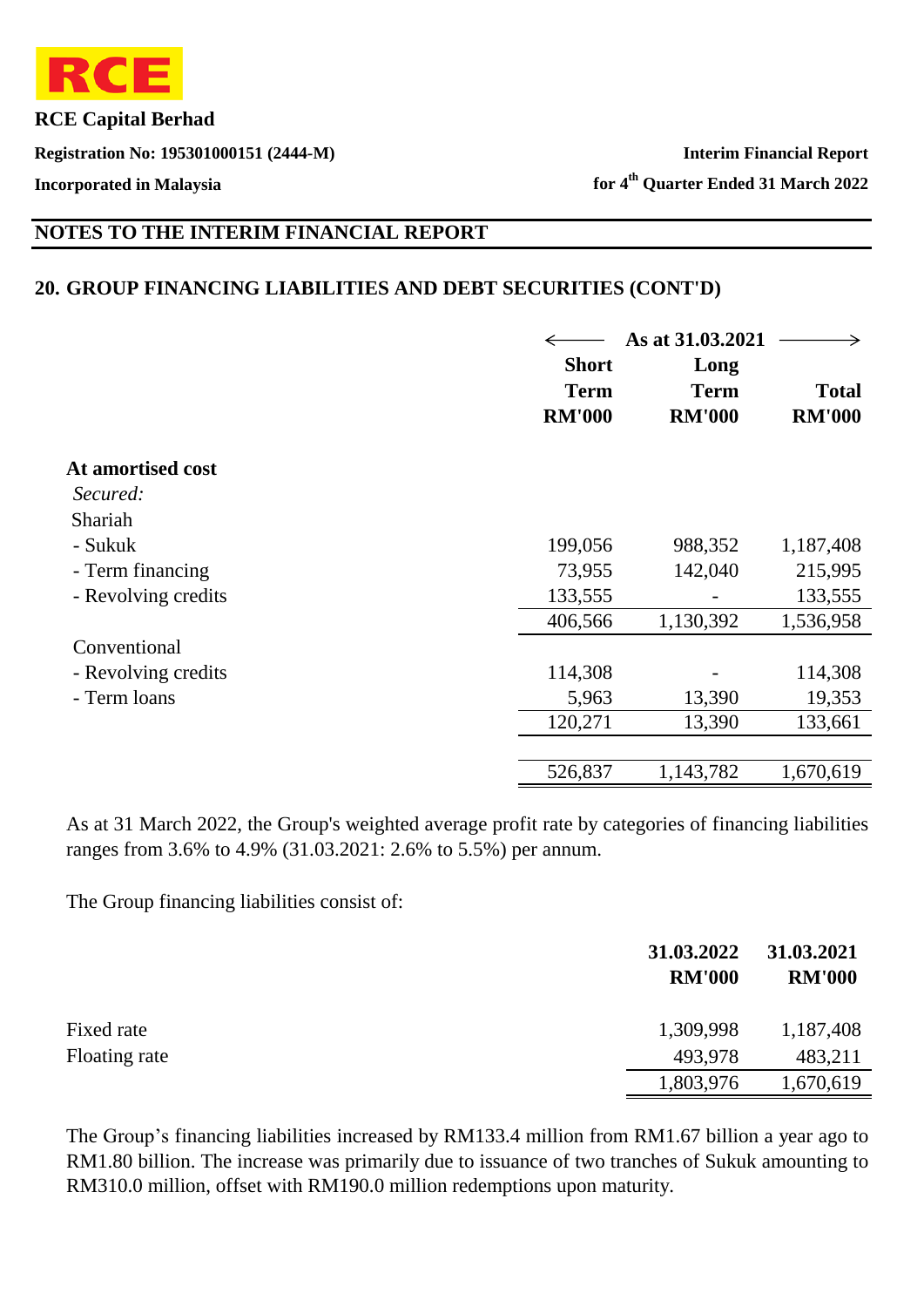## NOTES TO THE INTERIM FINANCIAL REPORT

## 20. GROUP FINANCING LIABILITIES AND DEBT SECURITIES (CONT'D)

| | As at 31.03.2021 | | |
|---|---|---|---|
| | Short Term RM'000 | Long Term RM'000 | Total RM'000 |
| **At amortised cost** | | | |
| *Secured:* | | | |
| Shariah | | | |
| - Sukuk | 199,056 | 988,352 | 1,187,408 |
| - Term financing | 73,955 | 142,040 | 215,995 |
| - Revolving credits | 133,555 | - | 133,555 |
| | 406,566 | 1,130,392 | 1,536,958 |
| Conventional | | | |
| - Revolving credits | 114,308 | - | 114,308 |
| - Term loans | 5,963 | 13,390 | 19,353 |
| | 120,271 | 13,390 | 133,661 |
| | 526,837 | 1,143,782 | 1,670,619 |

As at 31 March 2022, the Group's weighted average profit rate by categories of financing liabilities ranges from 3.6% to 4.9% (31.03.2021: 2.6% to 5.5%) per annum.

The Group financing liabilities consist of:

| | 31.03.2022 RM'000 | 31.03.2021 RM'000 |
|---|---|---|
| Fixed rate | 1,309,998 | 1,187,408 |
| Floating rate | 493,978 | 483,211 |
| | 1,803,976 | 1,670,619 |

The Group's financing liabilities increased by RM133.4 million from RM1.67 billion a year ago to RM1.80 billion. The increase was primarily due to issuance of two tranches of Sukuk amounting to RM310.0 million, offset with RM190.0 million redemptions upon maturity.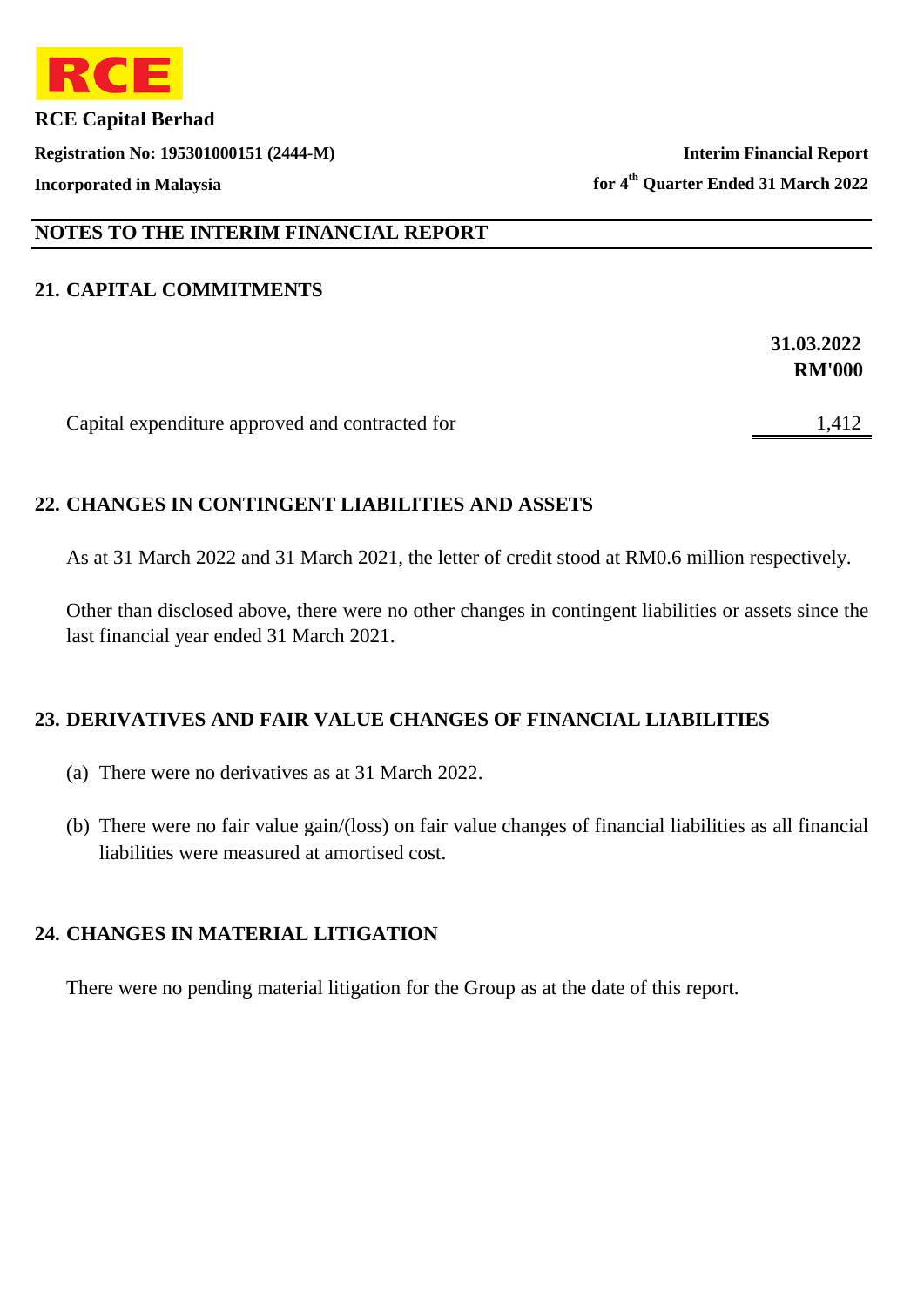## NOTES TO THE INTERIM FINANCIAL REPORT

### 21. CAPITAL COMMITMENTS

| | 31.03.2022 RM'000 |
|---|---|
| Capital expenditure approved and contracted for | 1,412 |

### 22. CHANGES IN CONTINGENT LIABILITIES AND ASSETS

As at 31 March 2022 and 31 March 2021, the letter of credit stood at RM0.6 million respectively.

Other than disclosed above, there were no other changes in contingent liabilities or assets since the last financial year ended 31 March 2021.

### 23. DERIVATIVES AND FAIR VALUE CHANGES OF FINANCIAL LIABILITIES

(a) There were no derivatives as at 31 March 2022.

(b) There were no fair value gain/(loss) on fair value changes of financial liabilities as all financial liabilities were measured at amortised cost.

### 24. CHANGES IN MATERIAL LITIGATION

There were no pending material litigation for the Group as at the date of this report.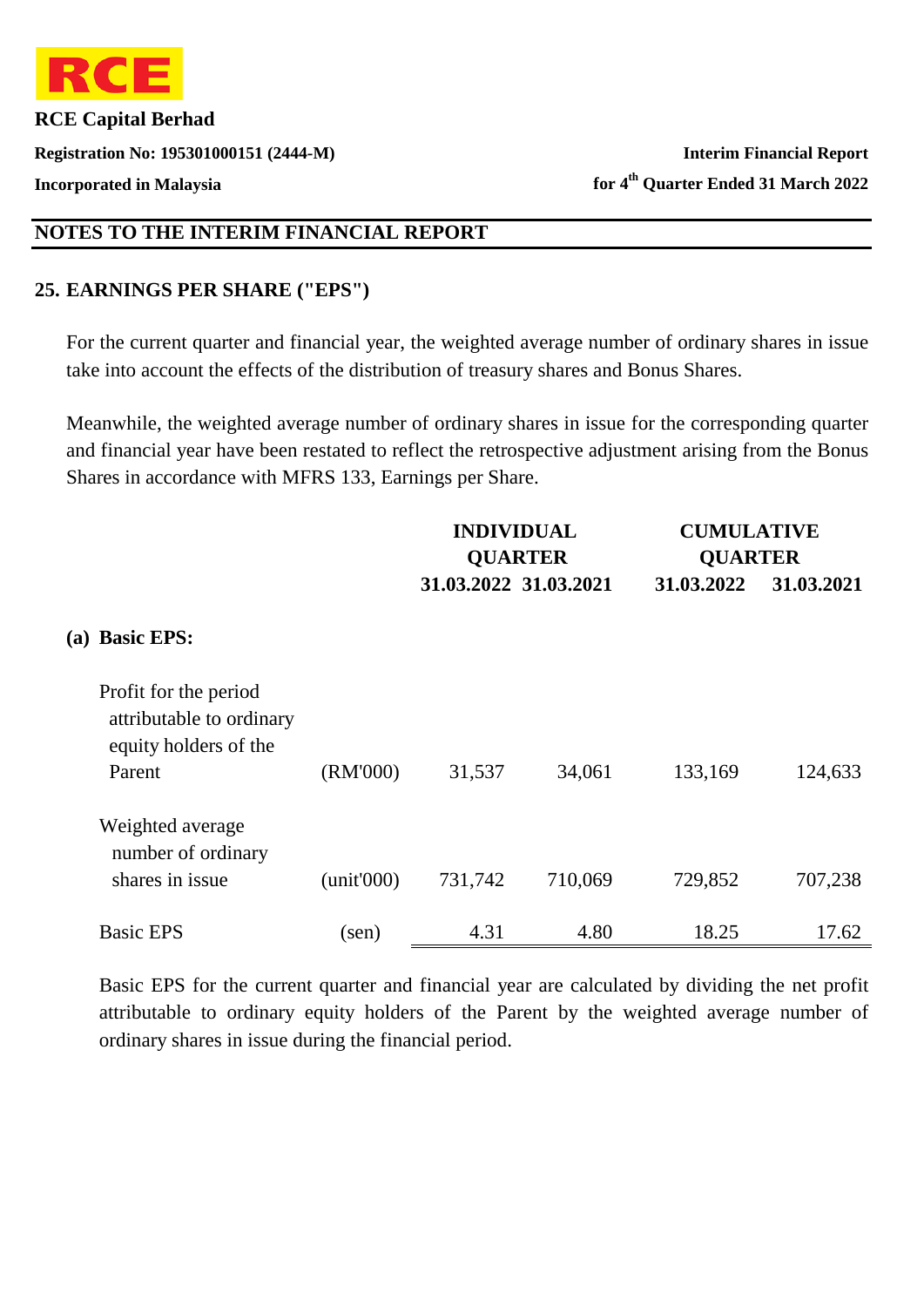## NOTES TO THE INTERIM FINANCIAL REPORT

### 25. EARNINGS PER SHARE ("EPS")

For the current quarter and financial year, the weighted average number of ordinary shares in issue take into account the effects of the distribution of treasury shares and Bonus Shares.

Meanwhile, the weighted average number of ordinary shares in issue for the corresponding quarter and financial year have been restated to reflect the retrospective adjustment arising from the Bonus Shares in accordance with MFRS 133, Earnings per Share.

| | | INDIVIDUAL QUARTER | | CUMULATIVE QUARTER | |
|---|---|---|---|---|---|
| | | 31.03.2022 | 31.03.2021 | 31.03.2022 | 31.03.2021 |
| **(a) Basic EPS:** | | | | | |
| Profit for the period attributable to ordinary equity holders of the Parent | (RM'000) | 31,537 | 34,061 | 133,169 | 124,633 |
| Weighted average number of ordinary shares in issue | (unit'000) | 731,742 | 710,069 | 729,852 | 707,238 |
| Basic EPS | (sen) | 4.31 | 4.80 | 18.25 | 17.62 |

Basic EPS for the current quarter and financial year are calculated by dividing the net profit attributable to ordinary equity holders of the Parent by the weighted average number of ordinary shares in issue during the financial period.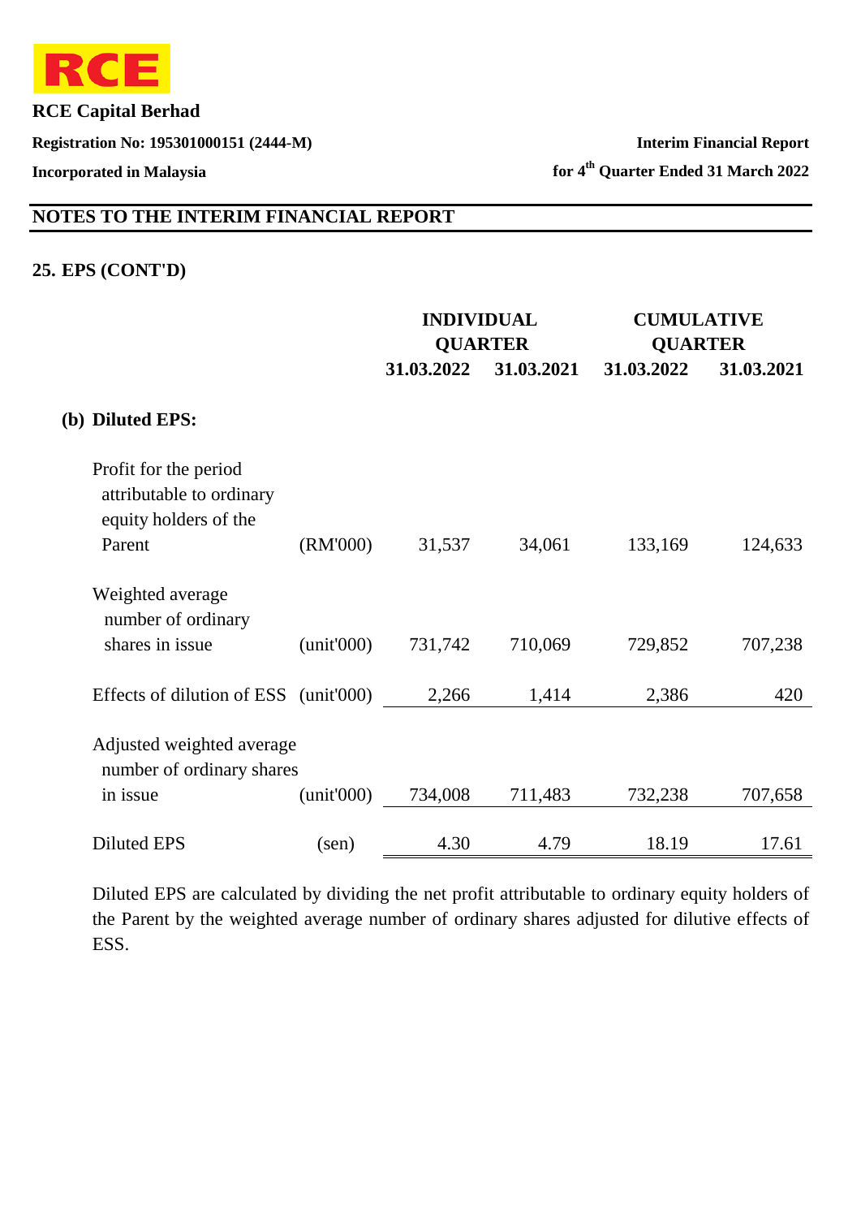## NOTES TO THE INTERIM FINANCIAL REPORT

### 25. EPS (CONT'D)

| | | INDIVIDUAL QUARTER | | CUMULATIVE QUARTER | |
|---|---|---|---|---|---|
| | | 31.03.2022 | 31.03.2021 | 31.03.2022 | 31.03.2021 |
| **(b) Diluted EPS:** | | | | | |
| Profit for the period attributable to ordinary equity holders of the Parent | (RM'000) | 31,537 | 34,061 | 133,169 | 124,633 |
| Weighted average number of ordinary shares in issue | (unit'000) | 731,742 | 710,069 | 729,852 | 707,238 |
| Effects of dilution of ESS | (unit'000) | 2,266 | 1,414 | 2,386 | 420 |
| Adjusted weighted average number of ordinary shares in issue | (unit'000) | 734,008 | 711,483 | 732,238 | 707,658 |
| Diluted EPS | (sen) | 4.30 | 4.79 | 18.19 | 17.61 |

Diluted EPS are calculated by dividing the net profit attributable to ordinary equity holders of the Parent by the weighted average number of ordinary shares adjusted for dilutive effects of ESS.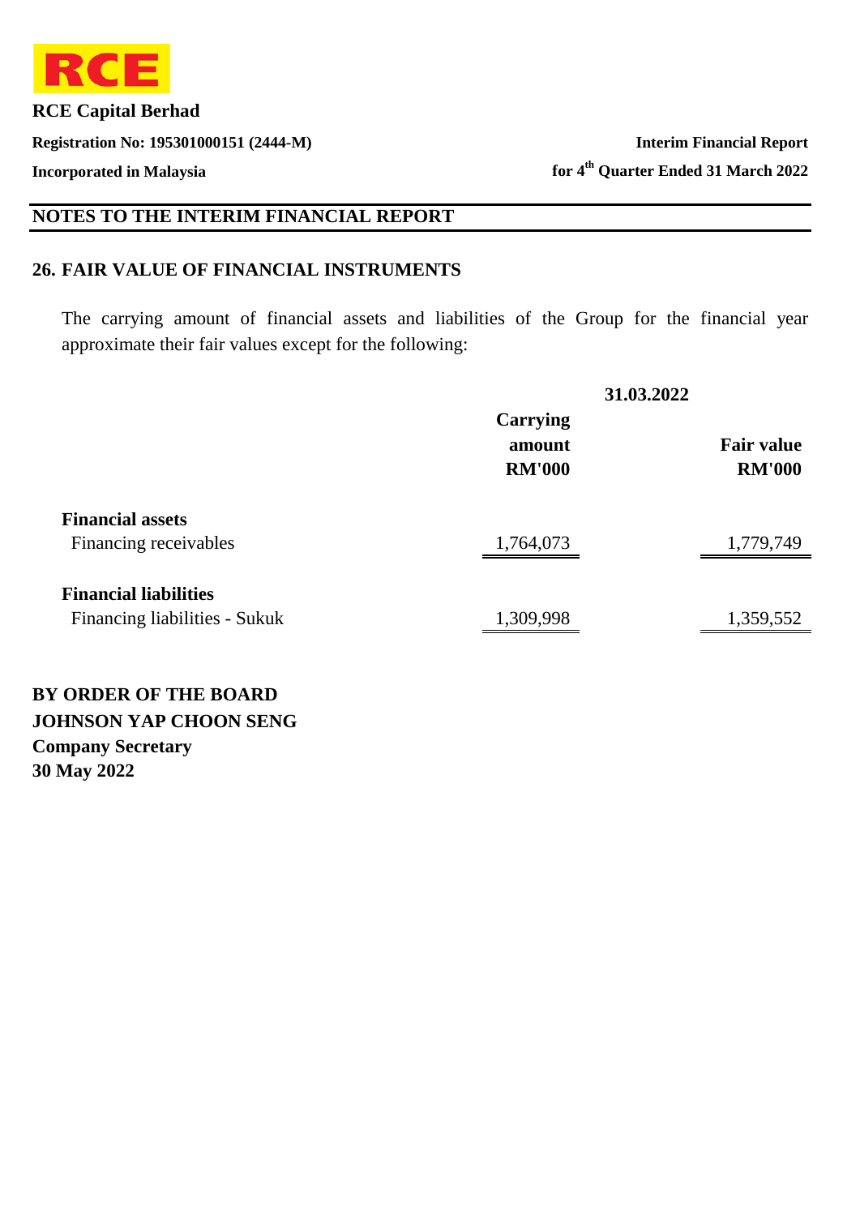## NOTES TO THE INTERIM FINANCIAL REPORT

### 26. FAIR VALUE OF FINANCIAL INSTRUMENTS

The carrying amount of financial assets and liabilities of the Group for the financial year approximate their fair values except for the following:

| | 31.03.2022 | |
|---|---|---|
| | Carrying amount RM'000 | Fair value RM'000 |
| **Financial assets** | | |
| Financing receivables | 1,764,073 | 1,779,749 |
| **Financial liabilities** | | |
| Financing liabilities - Sukuk | 1,309,998 | 1,359,552 |

**BY ORDER OF THE BOARD**
**JOHNSON YAP CHOON SENG**
**Company Secretary**
**30 May 2022**